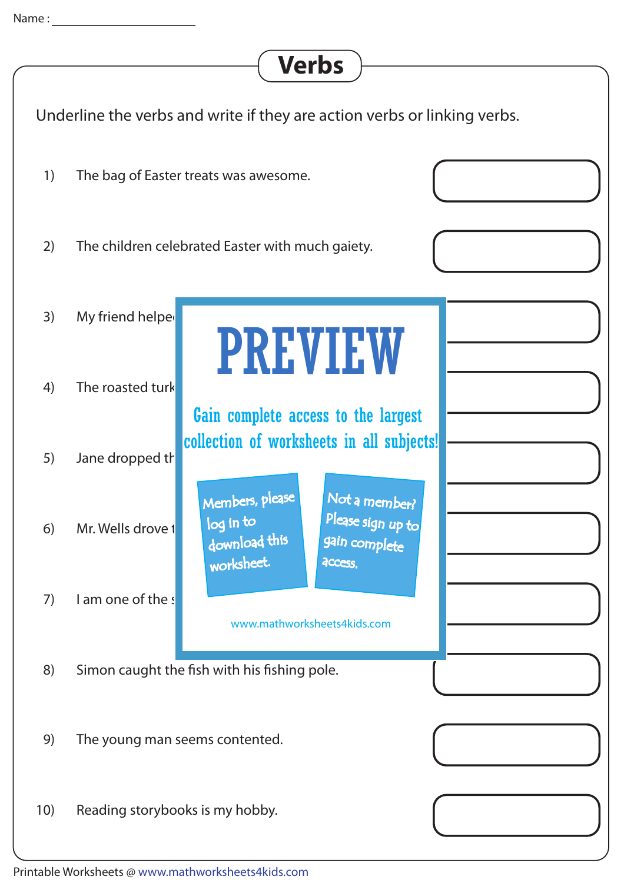Name : ____________________

# Verbs

Underline the verbs and write if they are action verbs or linking verbs.

1) The bag of Easter treats was awesome.

2) The children celebrated Easter with much gaiety.

3) My friend helpe

4) The roasted turk

5) Jane dropped th

6) Mr. Wells drove t

7) I am one of the s

8) Simon caught the fish with his fishing pole.

9) The young man seems contented.

10) Reading storybooks is my hobby.

PREVIEW

Gain complete access to the largest collection of worksheets in all subjects!

Members, please log in to download this worksheet.

Not a member? Please sign up to gain complete access.

www.mathworksheets4kids.com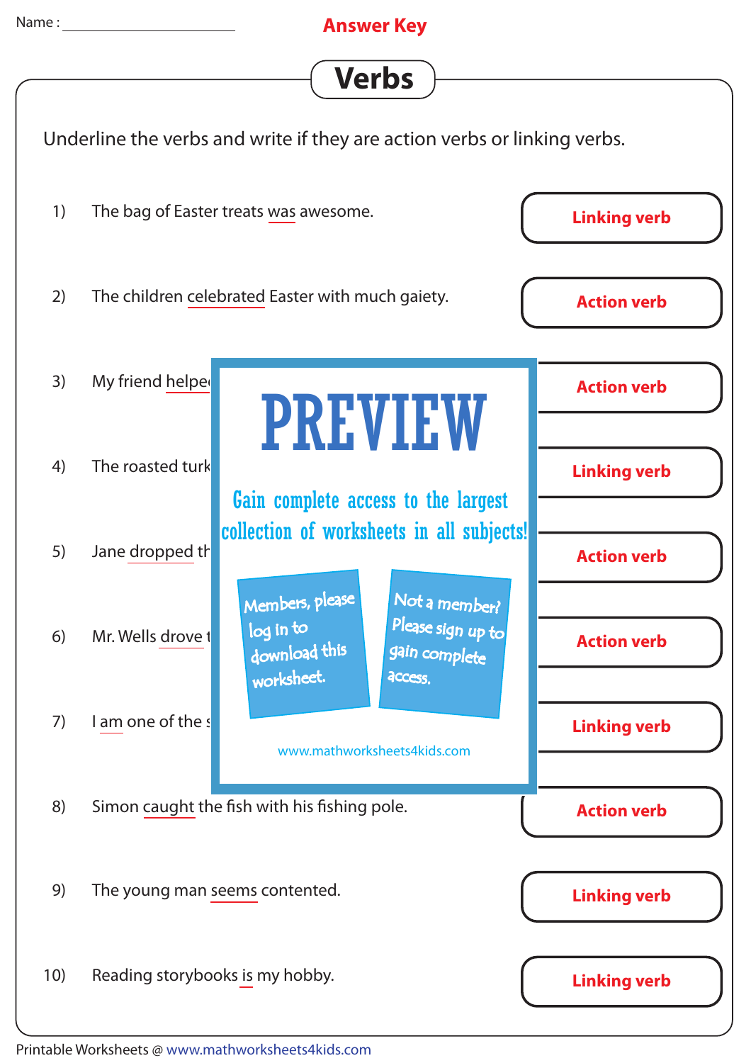Name : ____________________

**Answer Key**

# Verbs

Underline the verbs and write if they are action verbs or linking verbs.

1) The bag of Easter treats was awesome. — **Linking verb**

2) The children celebrated Easter with much gaiety. — **Action verb**

3) My friend helpe — **Action verb**

4) The roasted turk — **Linking verb**

5) Jane dropped th — **Action verb**

6) Mr. Wells drove t — **Action verb**

7) I am one of the s — **Linking verb**

8) Simon caught the fish with his fishing pole. — **Action verb**

9) The young man seems contented. — **Linking verb**

10) Reading storybooks is my hobby. — **Linking verb**

PREVIEW

Gain complete access to the largest collection of worksheets in all subjects!

Members, please log in to download this worksheet.

Not a member? Please sign up to gain complete access.

www.mathworksheets4kids.com

Printable Worksheets @ www.mathworksheets4kids.com